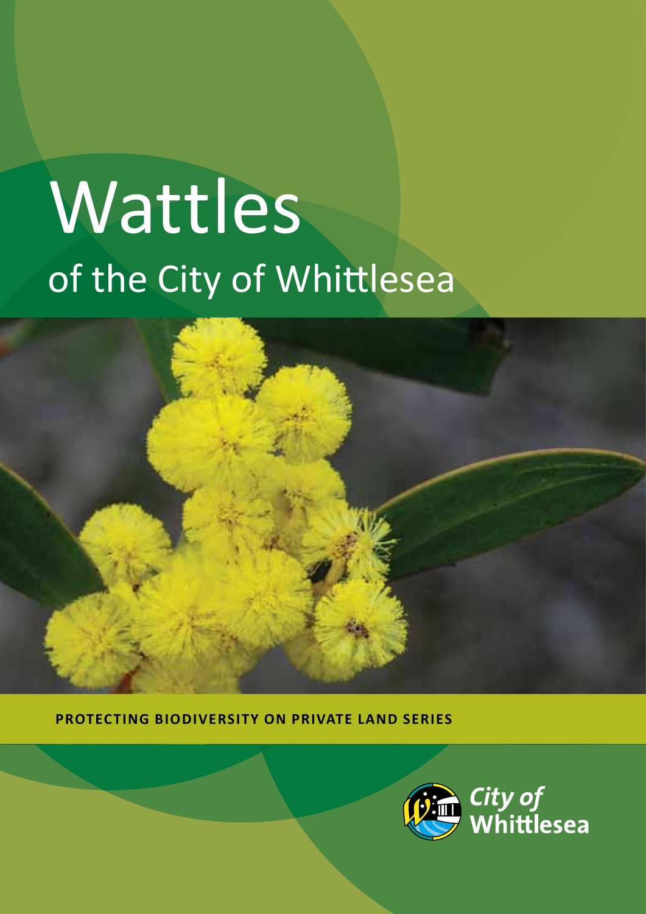# Wattles

## of the City of Whittlesea

**PROTECTING BIODIVERSITY ON PRIVATE LAND SERIES**

City of Whittlesea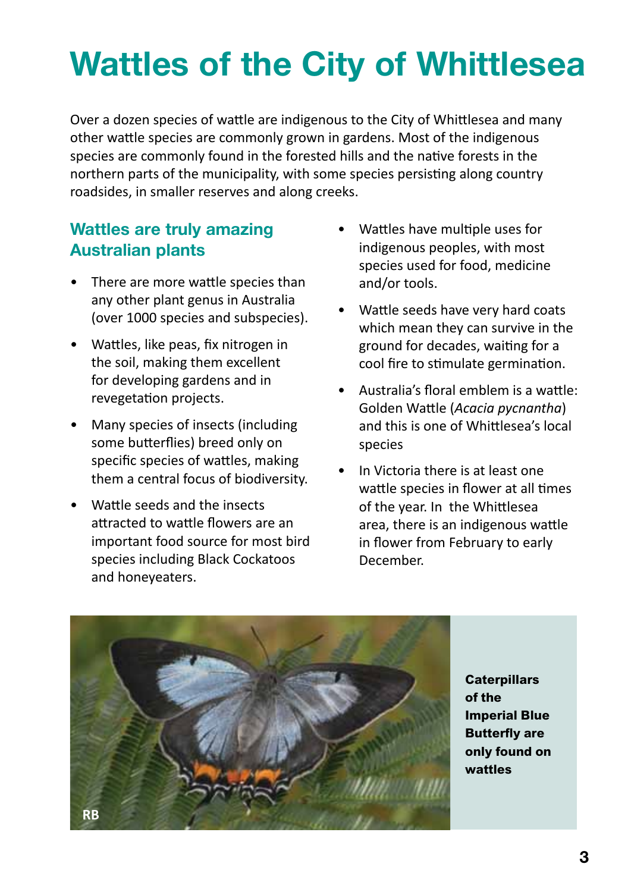# Wattles of the City of Whittlesea

Over a dozen species of wattle are indigenous to the City of Whittlesea and many other wattle species are commonly grown in gardens. Most of the indigenous species are commonly found in the forested hills and the native forests in the northern parts of the municipality, with some species persisting along country roadsides, in smaller reserves and along creeks.

## Wattles are truly amazing Australian plants

- There are more wattle species than any other plant genus in Australia (over 1000 species and subspecies).
- Wattles, like peas, fix nitrogen in the soil, making them excellent for developing gardens and in revegetation projects.
- Many species of insects (including some butterflies) breed only on specific species of wattles, making them a central focus of biodiversity.
- Wattle seeds and the insects attracted to wattle flowers are an important food source for most bird species including Black Cockatoos and honeyeaters.
- Wattles have multiple uses for indigenous peoples, with most species used for food, medicine and/or tools.
- Wattle seeds have very hard coats which mean they can survive in the ground for decades, waiting for a cool fire to stimulate germination.
- Australia's floral emblem is a wattle: Golden Wattle (*Acacia pycnantha*) and this is one of Whittlesea's local species
- In Victoria there is at least one wattle species in flower at all times of the year. In the Whittlesea area, there is an indigenous wattle in flower from February to early December.

RB

**Caterpillars of the Imperial Blue Butterfly are only found on wattles**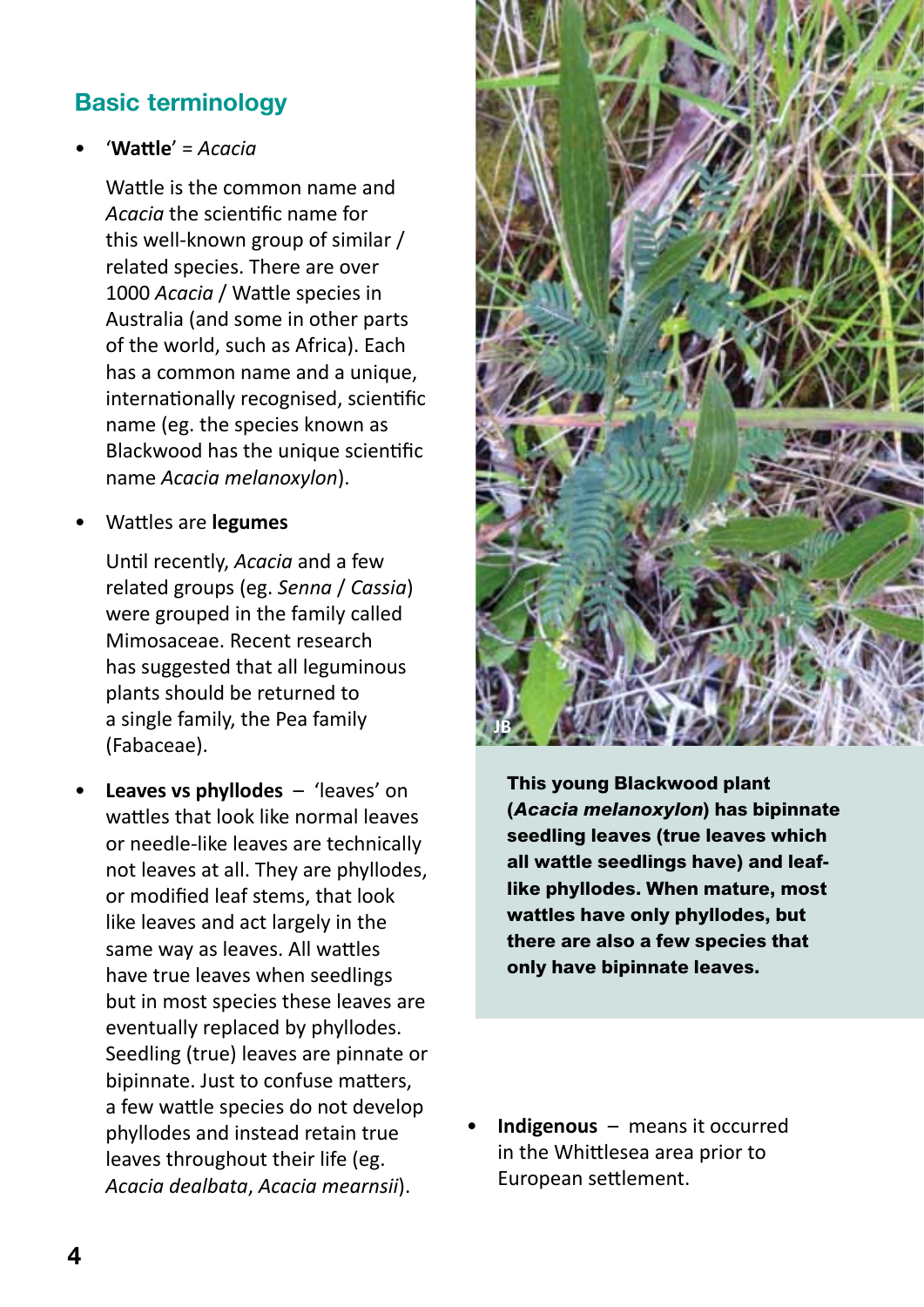## Basic terminology

- '**Wattle**' = *Acacia*

  Wattle is the common name and *Acacia* the scientific name for this well-known group of similar / related species. There are over 1000 *Acacia* / Wattle species in Australia (and some in other parts of the world, such as Africa). Each has a common name and a unique, internationally recognised, scientific name (eg. the species known as Blackwood has the unique scientific name *Acacia melanoxylon*).

- Wattles are **legumes**

  Until recently, *Acacia* and a few related groups (eg. *Senna* / *Cassia*) were grouped in the family called Mimosaceae. Recent research has suggested that all leguminous plants should be returned to a single family, the Pea family (Fabaceae).

- **Leaves vs phyllodes** – 'leaves' on wattles that look like normal leaves or needle-like leaves are technically not leaves at all. They are phyllodes, or modified leaf stems, that look like leaves and act largely in the same way as leaves. All wattles have true leaves when seedlings but in most species these leaves are eventually replaced by phyllodes. Seedling (true) leaves are pinnate or bipinnate. Just to confuse matters, a few wattle species do not develop phyllodes and instead retain true leaves throughout their life (eg. *Acacia dealbata*, *Acacia mearnsii*).

JB

**This young Blackwood plant (*Acacia melanoxylon*) has bipinnate seedling leaves (true leaves which all wattle seedlings have) and leaf-like phyllodes. When mature, most wattles have only phyllodes, but there are also a few species that only have bipinnate leaves.**

- **Indigenous** – means it occurred in the Whittlesea area prior to European settlement.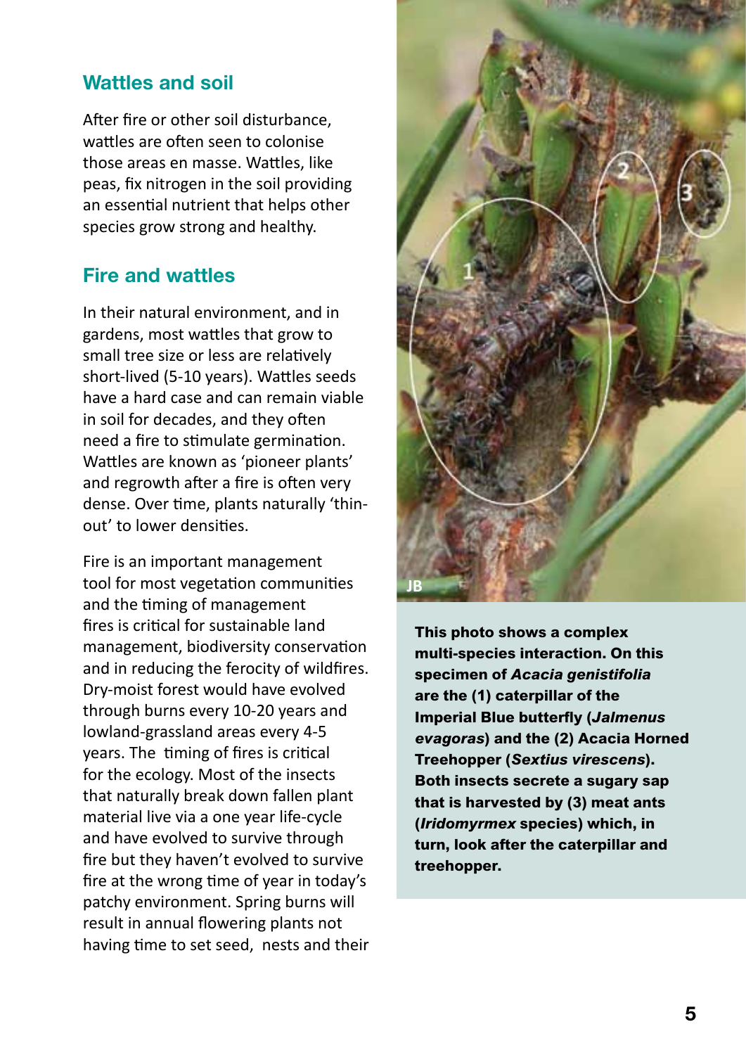## Wattles and soil

After fire or other soil disturbance, wattles are often seen to colonise those areas en masse. Wattles, like peas, fix nitrogen in the soil providing an essential nutrient that helps other species grow strong and healthy.

## Fire and wattles

In their natural environment, and in gardens, most wattles that grow to small tree size or less are relatively short-lived (5-10 years). Wattles seeds have a hard case and can remain viable in soil for decades, and they often need a fire to stimulate germination. Wattles are known as 'pioneer plants' and regrowth after a fire is often very dense. Over time, plants naturally 'thin-out' to lower densities.

Fire is an important management tool for most vegetation communities and the timing of management fires is critical for sustainable land management, biodiversity conservation and in reducing the ferocity of wildfires. Dry-moist forest would have evolved through burns every 10-20 years and lowland-grassland areas every 4-5 years. The timing of fires is critical for the ecology. Most of the insects that naturally break down fallen plant material live via a one year life-cycle and have evolved to survive through fire but they haven't evolved to survive fire at the wrong time of year in today's patchy environment. Spring burns will result in annual flowering plants not having time to set seed, nests and their

**This photo shows a complex multi-species interaction. On this specimen of *Acacia genistifolia* are the (1) caterpillar of the Imperial Blue butterfly (*Jalmenus evagoras*) and the (2) Acacia Horned Treehopper (*Sextius virescens*). Both insects secrete a sugary sap that is harvested by (3) meat ants (*Iridomyrmex* species) which, in turn, look after the caterpillar and treehopper.**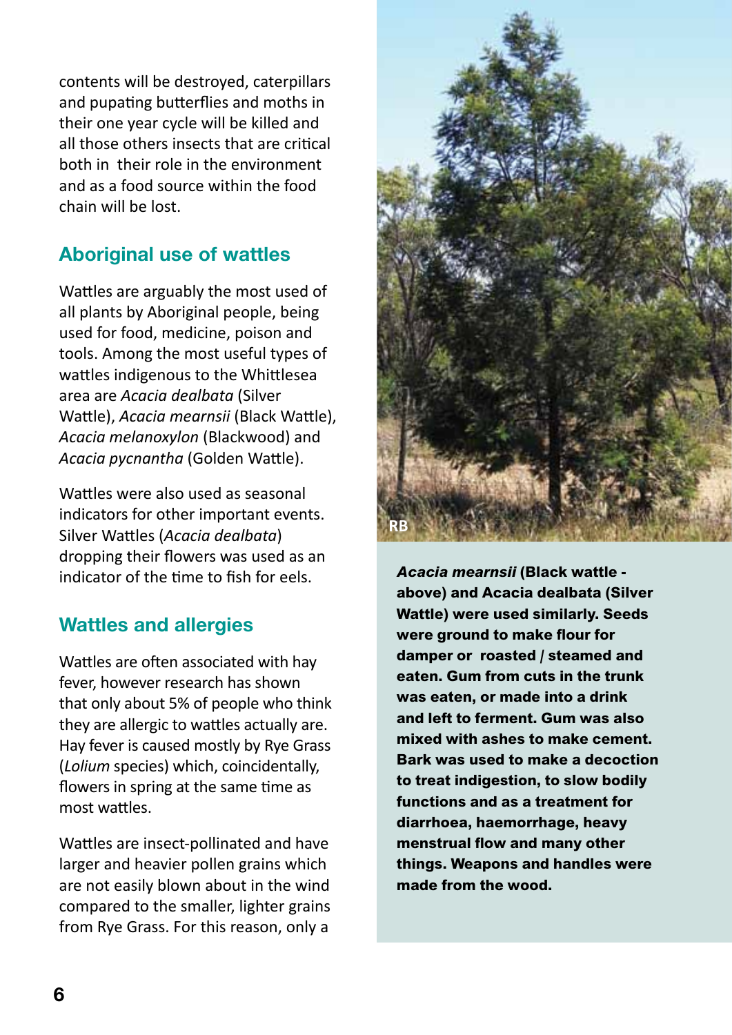contents will be destroyed, caterpillars and pupating butterflies and moths in their one year cycle will be killed and all those others insects that are critical both in their role in the environment and as a food source within the food chain will be lost.

## Aboriginal use of wattles

Wattles are arguably the most used of all plants by Aboriginal people, being used for food, medicine, poison and tools. Among the most useful types of wattles indigenous to the Whittlesea area are *Acacia dealbata* (Silver Wattle), *Acacia mearnsii* (Black Wattle), *Acacia melanoxylon* (Blackwood) and *Acacia pycnantha* (Golden Wattle).

Wattles were also used as seasonal indicators for other important events. Silver Wattles (*Acacia dealbata*) dropping their flowers was used as an indicator of the time to fish for eels.

## Wattles and allergies

Wattles are often associated with hay fever, however research has shown that only about 5% of people who think they are allergic to wattles actually are. Hay fever is caused mostly by Rye Grass (*Lolium* species) which, coincidentally, flowers in spring at the same time as most wattles.

Wattles are insect-pollinated and have larger and heavier pollen grains which are not easily blown about in the wind compared to the smaller, lighter grains from Rye Grass. For this reason, only a

RB

***Acacia mearnsii* (Black wattle - above) and Acacia dealbata (Silver Wattle) were used similarly. Seeds were ground to make flour for damper or roasted / steamed and eaten. Gum from cuts in the trunk was eaten, or made into a drink and left to ferment. Gum was also mixed with ashes to make cement. Bark was used to make a decoction to treat indigestion, to slow bodily functions and as a treatment for diarrhoea, haemorrhage, heavy menstrual flow and many other things. Weapons and handles were made from the wood.**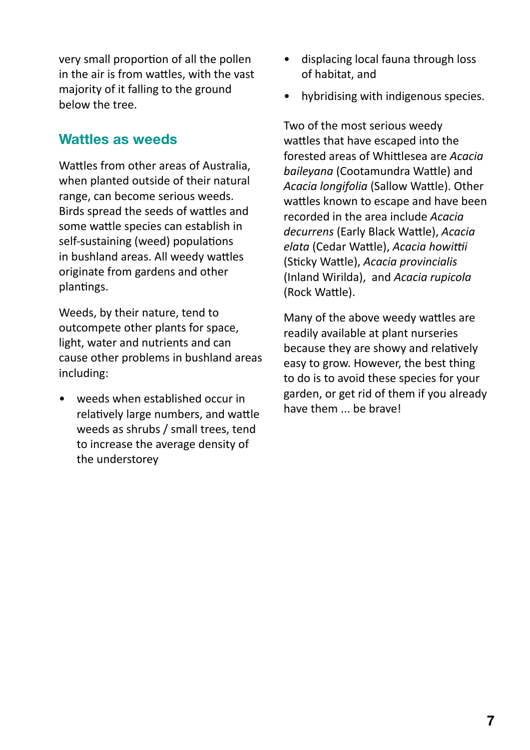very small proportion of all the pollen in the air is from wattles, with the vast majority of it falling to the ground below the tree.

## Wattles as weeds

Wattles from other areas of Australia, when planted outside of their natural range, can become serious weeds. Birds spread the seeds of wattles and some wattle species can establish in self-sustaining (weed) populations in bushland areas. All weedy wattles originate from gardens and other plantings.

Weeds, by their nature, tend to outcompete other plants for space, light, water and nutrients and can cause other problems in bushland areas including:

- weeds when established occur in relatively large numbers, and wattle weeds as shrubs / small trees, tend to increase the average density of the understorey
- displacing local fauna through loss of habitat, and
- hybridising with indigenous species.

Two of the most serious weedy wattles that have escaped into the forested areas of Whittlesea are *Acacia baileyana* (Cootamundra Wattle) and *Acacia longifolia* (Sallow Wattle). Other wattles known to escape and have been recorded in the area include *Acacia decurrens* (Early Black Wattle), *Acacia elata* (Cedar Wattle), *Acacia howittii* (Sticky Wattle), *Acacia provincialis* (Inland Wirilda), and *Acacia rupicola* (Rock Wattle).

Many of the above weedy wattles are readily available at plant nurseries because they are showy and relatively easy to grow. However, the best thing to do is to avoid these species for your garden, or get rid of them if you already have them ... be brave!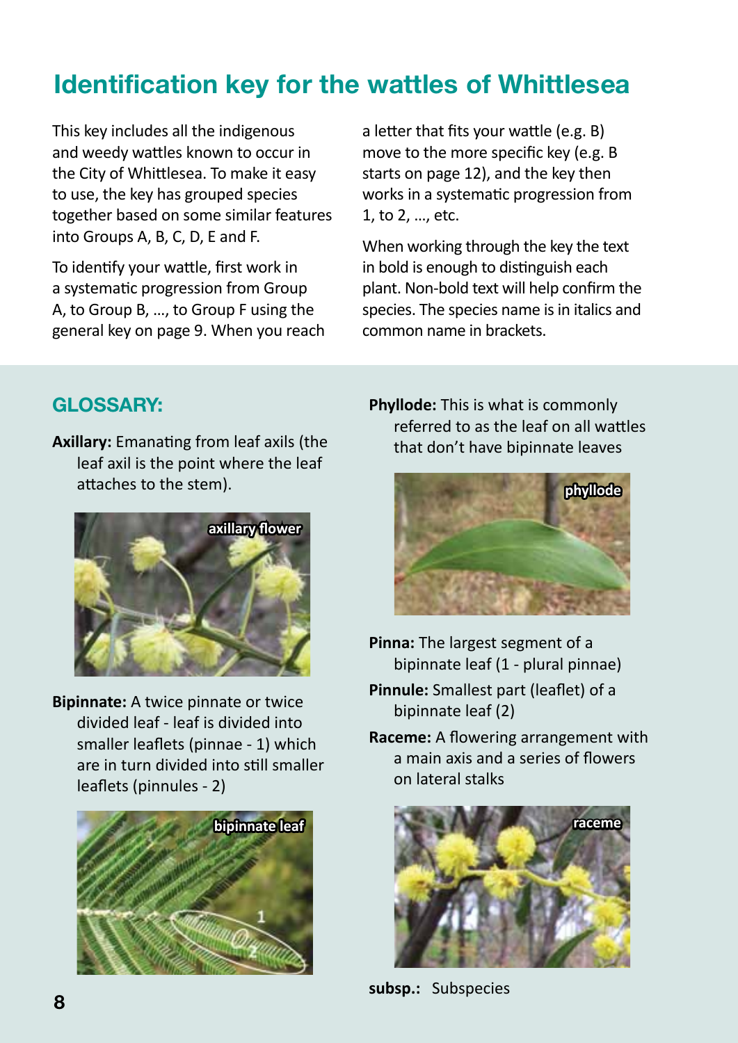# Identification key for the wattles of Whittlesea

This key includes all the indigenous and weedy wattles known to occur in the City of Whittlesea. To make it easy to use, the key has grouped species together based on some similar features into Groups A, B, C, D, E and F.

To identify your wattle, first work in a systematic progression from Group A, to Group B, ..., to Group F using the general key on page 9. When you reach a letter that fits your wattle (e.g. B) move to the more specific key (e.g. B starts on page 12), and the key then works in a systematic progression from 1, to 2, ..., etc.

When working through the key the text in bold is enough to distinguish each plant. Non-bold text will help confirm the species. The species name is in italics and common name in brackets.

## GLOSSARY:

**Axillary:** Emanating from leaf axils (the leaf axil is the point where the leaf attaches to the stem).

axillary flower

**Bipinnate:** A twice pinnate or twice divided leaf - leaf is divided into smaller leaflets (pinnae - 1) which are in turn divided into still smaller leaflets (pinnules - 2)

bipinnate leaf

**Phyllode:** This is what is commonly referred to as the leaf on all wattles that don't have bipinnate leaves

phyllode

**Pinna:** The largest segment of a bipinnate leaf (1 - plural pinnae)

**Pinnule:** Smallest part (leaflet) of a bipinnate leaf (2)

**Raceme:** A flowering arrangement with a main axis and a series of flowers on lateral stalks

raceme

**subsp.:** Subspecies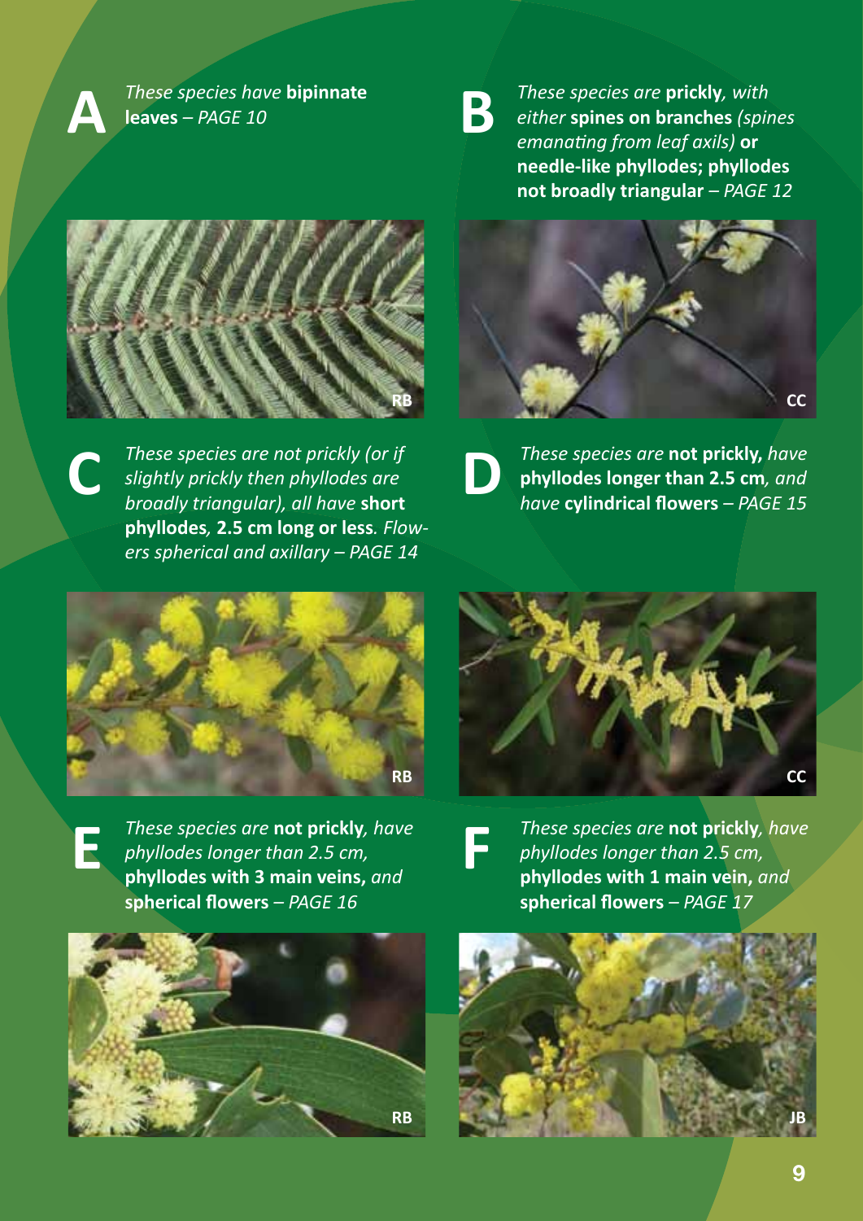**A**

*These species have* **bipinnate leaves** *– PAGE 10*

RB

**B**

*These species are* **prickly***, with either* **spines on branches** *(spines emanating from leaf axils)* **or needle-like phyllodes; phyllodes not broadly triangular** *– PAGE 12*

CC

**C**

*These species are not prickly (or if slightly prickly then phyllodes are broadly triangular), all have* **short phyllodes***,* **2.5 cm long or less***. Flowers spherical and axillary – PAGE 14*

RB

**D**

*These species are* **not prickly,** *have* **phyllodes longer than 2.5 cm***, and have* **cylindrical flowers** *– PAGE 15*

CC

**E**

*These species are* **not prickly***, have phyllodes longer than 2.5 cm,* **phyllodes with 3 main veins,** *and* **spherical flowers** *– PAGE 16*

RB

**F**

*These species are* **not prickly***, have phyllodes longer than 2.5 cm,* **phyllodes with 1 main vein,** *and* **spherical flowers** *– PAGE 17*

JB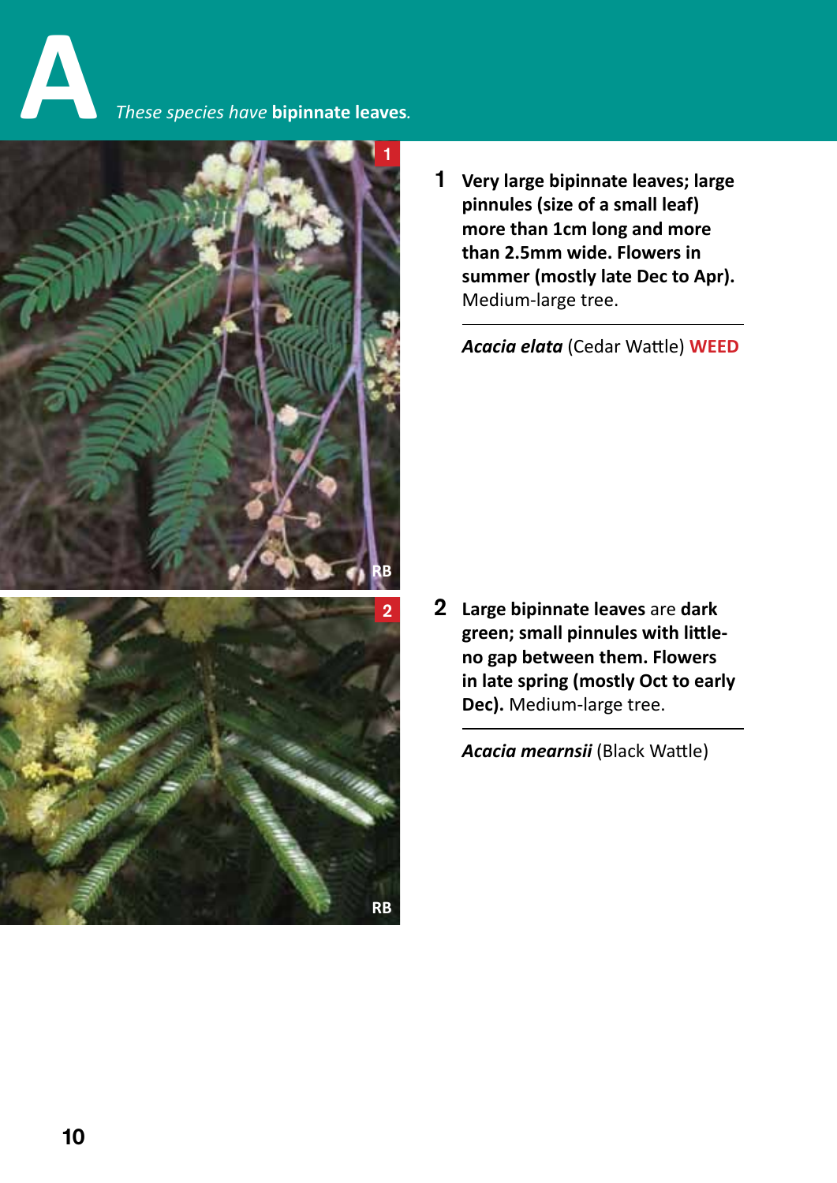# A

*These species have* **bipinnate leaves**.

**1** **Very large bipinnate leaves; large pinnules (size of a small leaf) more than 1cm long and more than 2.5mm wide. Flowers in summer (mostly late Dec to Apr).** Medium-large tree.

***Acacia elata*** (Cedar Wattle) **WEED**

**2** **Large bipinnate leaves** are **dark green; small pinnules with little-no gap between them. Flowers in late spring (mostly Oct to early Dec).** Medium-large tree.

***Acacia mearnsii*** (Black Wattle)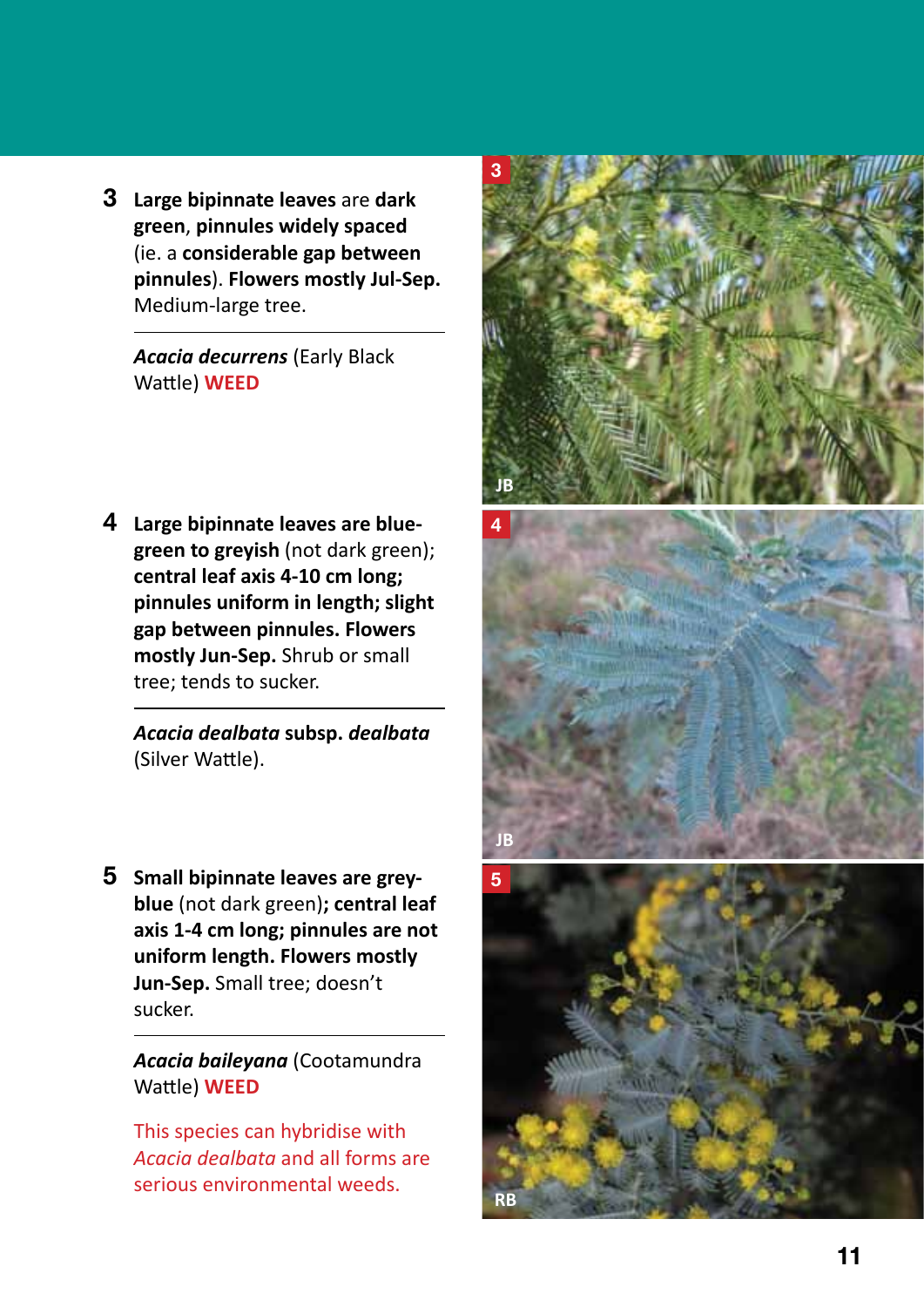**3** **Large bipinnate leaves** are **dark green**, **pinnules widely spaced** (ie. a **considerable gap between pinnules**). **Flowers mostly Jul-Sep.** Medium-large tree.

***Acacia decurrens*** (Early Black Wattle) **WEED**

**4** **Large bipinnate leaves are blue-green to greyish** (not dark green); **central leaf axis 4-10 cm long; pinnules uniform in length; slight gap between pinnules. Flowers mostly Jun-Sep.** Shrub or small tree; tends to sucker.

***Acacia dealbata* subsp. *dealbata*** (Silver Wattle).

**5** **Small bipinnate leaves are grey-blue** (not dark green)**; central leaf axis 1-4 cm long; pinnules are not uniform length. Flowers mostly Jun-Sep.** Small tree; doesn't sucker.

***Acacia baileyana*** (Cootamundra Wattle) **WEED**

This species can hybridise with *Acacia dealbata* and all forms are serious environmental weeds.

3 JB

4 JB

5 RB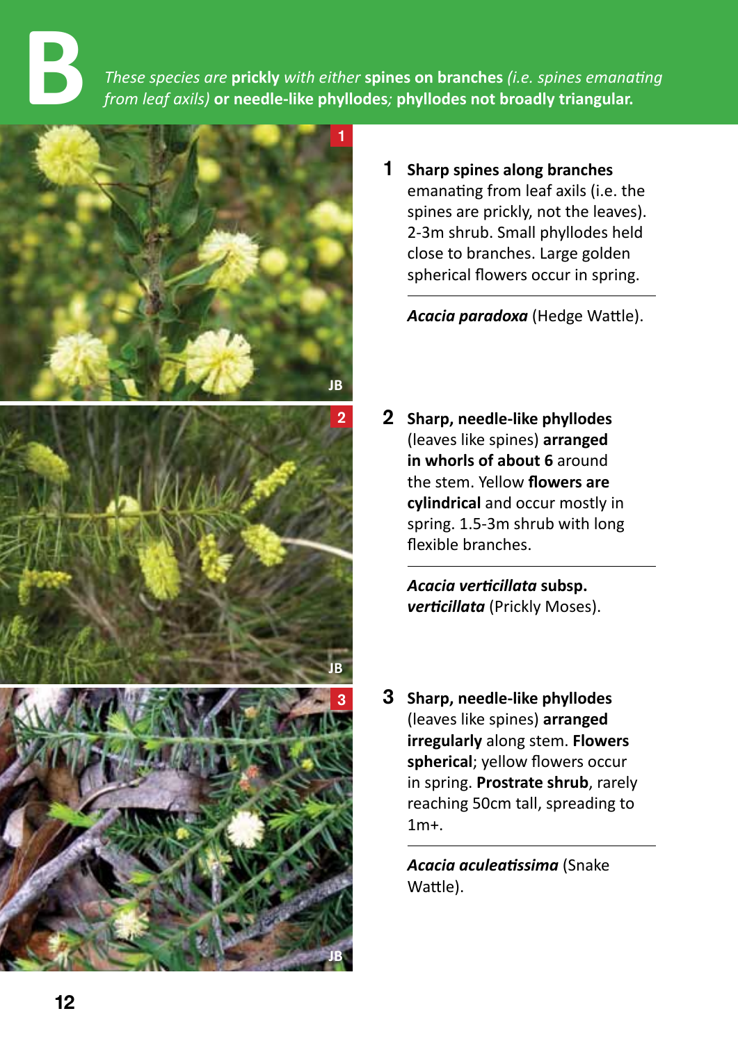# B

*These species are* **prickly** *with either* **spines on branches** *(i.e. spines emanating from leaf axils)* **or needle-like phyllodes***;* **phyllodes not broadly triangular.**

**1 Sharp spines along branches** emanating from leaf axils (i.e. the spines are prickly, not the leaves). 2-3m shrub. Small phyllodes held close to branches. Large golden spherical flowers occur in spring.

***Acacia paradoxa*** (Hedge Wattle).

**2 Sharp, needle-like phyllodes** (leaves like spines) **arranged in whorls of about 6** around the stem. Yellow **flowers are cylindrical** and occur mostly in spring. 1.5-3m shrub with long flexible branches.

***Acacia verticillata* subsp. *verticillata*** (Prickly Moses).

**3 Sharp, needle-like phyllodes** (leaves like spines) **arranged irregularly** along stem. **Flowers spherical**; yellow flowers occur in spring. **Prostrate shrub**, rarely reaching 50cm tall, spreading to 1m+.

***Acacia aculeatissima*** (Snake Wattle).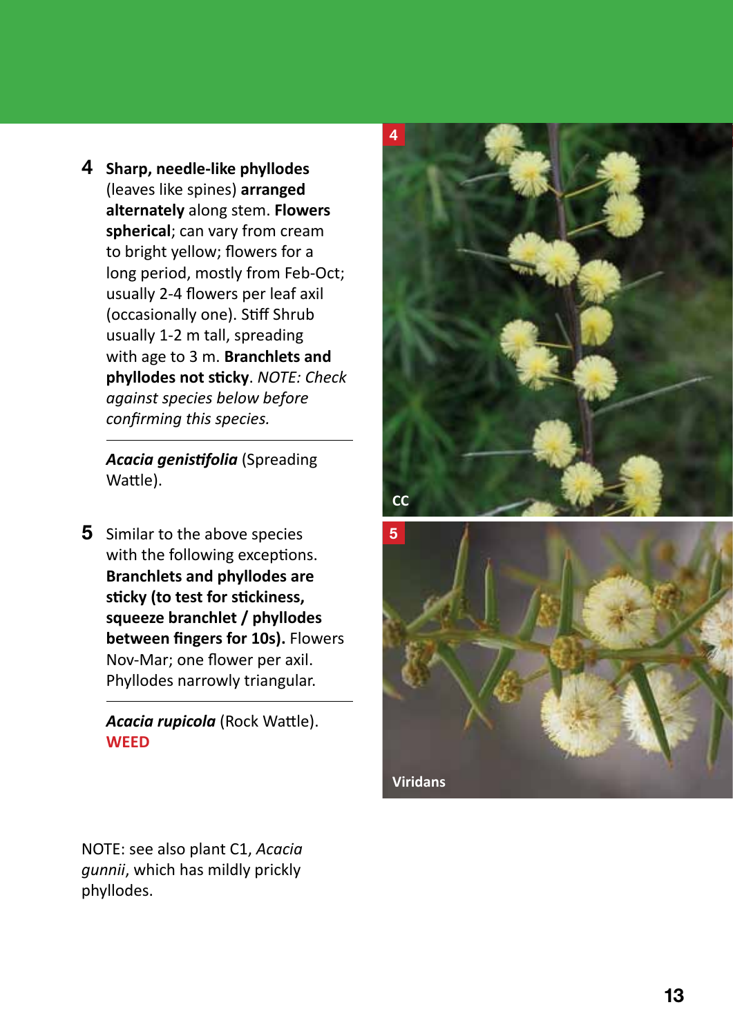**4** **Sharp, needle-like phyllodes** (leaves like spines) **arranged alternately** along stem. **Flowers spherical**; can vary from cream to bright yellow; flowers for a long period, mostly from Feb-Oct; usually 2-4 flowers per leaf axil (occasionally one). Stiff Shrub usually 1-2 m tall, spreading with age to 3 m. **Branchlets and phyllodes not sticky**. *NOTE: Check against species below before confirming this species.*

---

***Acacia genistifolia*** (Spreading Wattle).

**5** Similar to the above species with the following exceptions. **Branchlets and phyllodes are sticky (to test for stickiness, squeeze branchlet / phyllodes between fingers for 10s).** Flowers Nov-Mar; one flower per axil. Phyllodes narrowly triangular.

---

***Acacia rupicola*** (Rock Wattle). **WEED**

4

CC

5

Viridans

NOTE: see also plant C1, *Acacia gunnii*, which has mildly prickly phyllodes.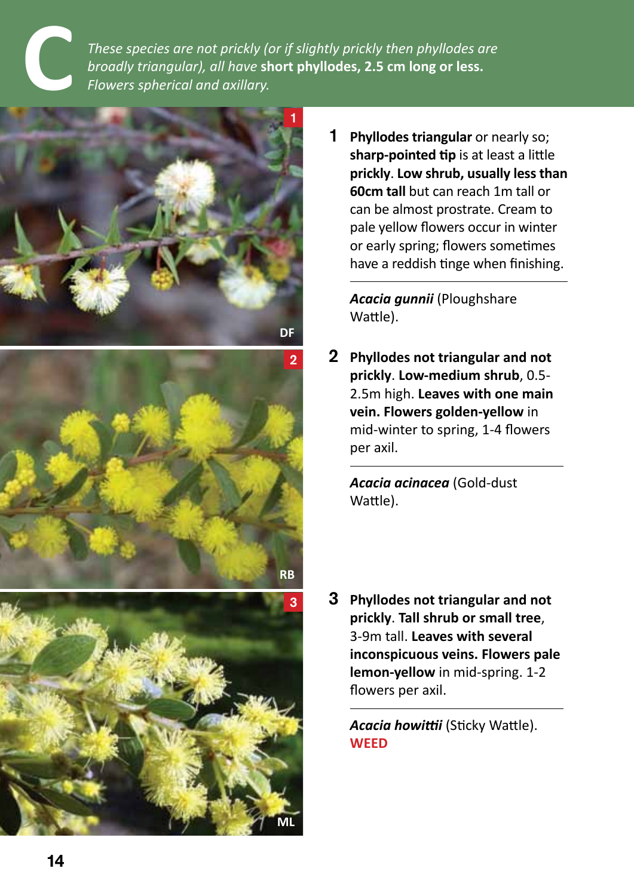# C

*These species are not prickly (or if slightly prickly then phyllodes are broadly triangular), all have* **short phyllodes, 2.5 cm long or less.** *Flowers spherical and axillary.*

**1** **Phyllodes triangular** or nearly so; **sharp-pointed tip** is at least a little **prickly**. **Low shrub, usually less than 60cm tall** but can reach 1m tall or can be almost prostrate. Cream to pale yellow flowers occur in winter or early spring; flowers sometimes have a reddish tinge when finishing.

***Acacia gunnii*** (Ploughshare Wattle).

**2** **Phyllodes not triangular and not prickly**. **Low-medium shrub**, 0.5-2.5m high. **Leaves with one main vein. Flowers golden-yellow** in mid-winter to spring, 1-4 flowers per axil.

***Acacia acinacea*** (Gold-dust Wattle).

**3** **Phyllodes not triangular and not prickly**. **Tall shrub or small tree**, 3-9m tall. **Leaves with several inconspicuous veins. Flowers pale lemon-yellow** in mid-spring. 1-2 flowers per axil.

***Acacia howittii*** (Sticky Wattle). **WEED**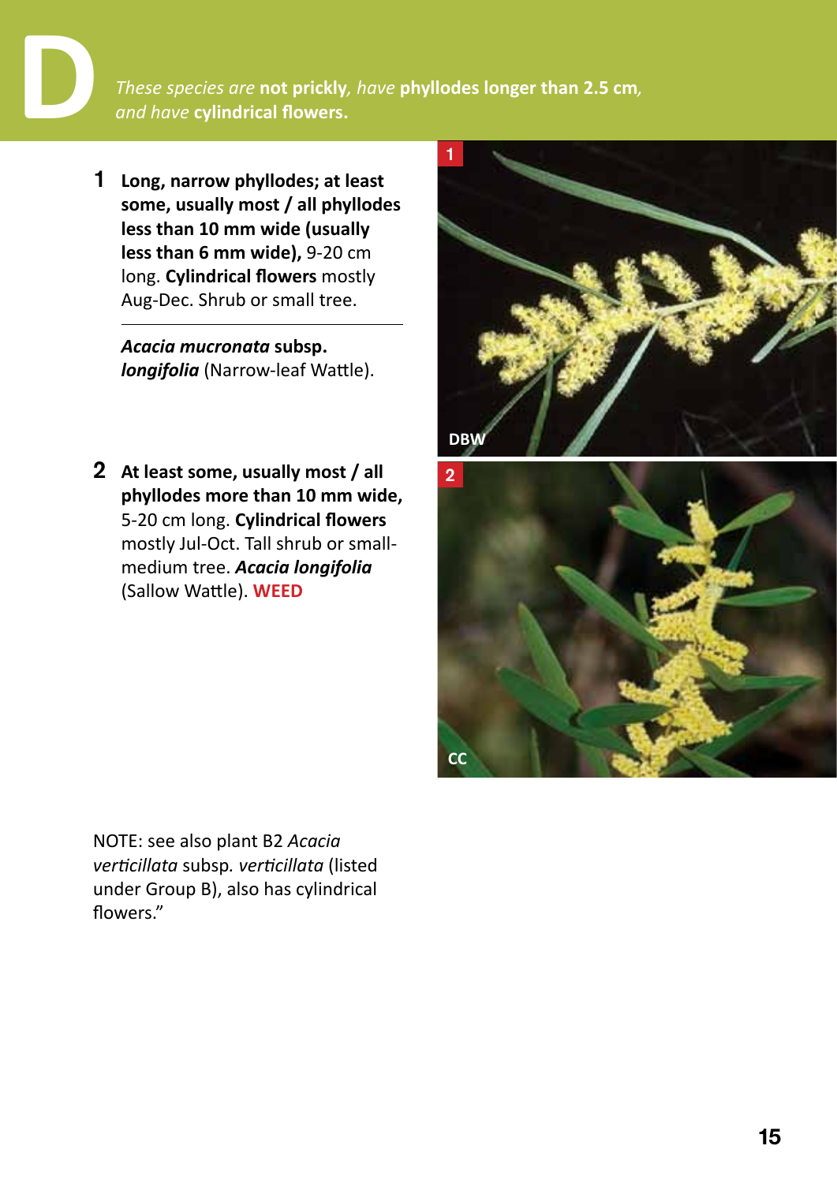# D

*These species are* **not prickly**, *have* **phyllodes longer than 2.5 cm**, *and have* **cylindrical flowers.**

**1** **Long, narrow phyllodes; at least some, usually most / all phyllodes less than 10 mm wide (usually less than 6 mm wide),** 9-20 cm long. **Cylindrical flowers** mostly Aug-Dec. Shrub or small tree.

---

***Acacia mucronata*** **subsp.** ***longifolia*** (Narrow-leaf Wattle).

**2** **At least some, usually most / all phyllodes more than 10 mm wide,** 5-20 cm long. **Cylindrical flowers** mostly Jul-Oct. Tall shrub or small-medium tree. ***Acacia longifolia*** (Sallow Wattle). **WEED**

NOTE: see also plant B2 *Acacia verticillata* subsp. *verticillata* (listed under Group B), also has cylindrical flowers."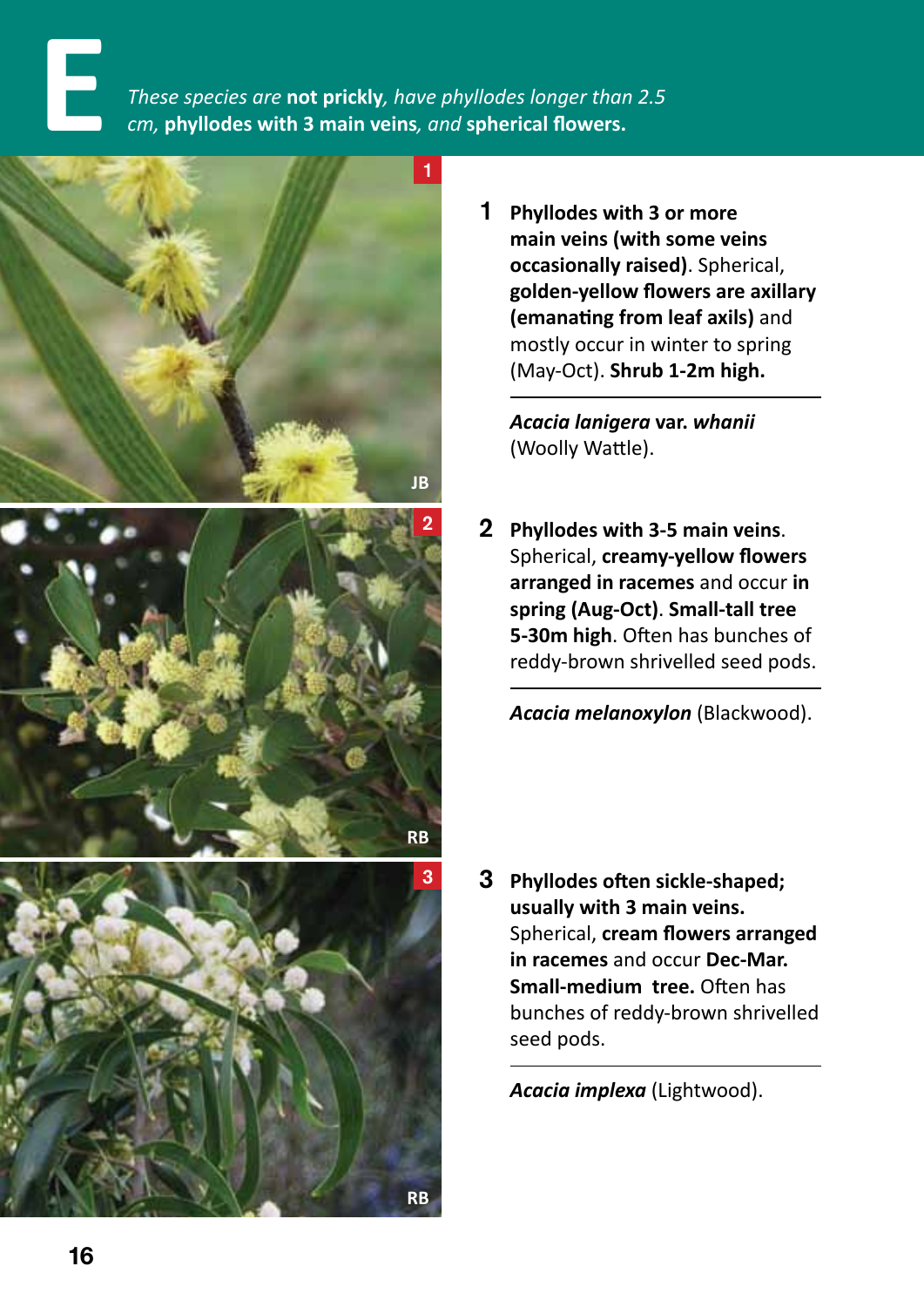# E

*These species are* **not prickly**, *have phyllodes longer than 2.5 cm*, **phyllodes with 3 main veins**, *and* **spherical flowers.**

**1** **Phyllodes with 3 or more main veins (with some veins occasionally raised)**. Spherical, **golden-yellow flowers are axillary (emanating from leaf axils)** and mostly occur in winter to spring (May-Oct). **Shrub 1-2m high.**

***Acacia lanigera* var. *whanii*** (Woolly Wattle).

**2** **Phyllodes with 3-5 main veins**. Spherical, **creamy-yellow flowers arranged in racemes** and occur **in spring (Aug-Oct)**. **Small-tall tree 5-30m high**. Often has bunches of reddy-brown shrivelled seed pods.

***Acacia melanoxylon*** (Blackwood).

**3** **Phyllodes often sickle-shaped; usually with 3 main veins.** Spherical, **cream flowers arranged in racemes** and occur **Dec-Mar.** **Small-medium tree.** Often has bunches of reddy-brown shrivelled seed pods.

***Acacia implexa*** (Lightwood).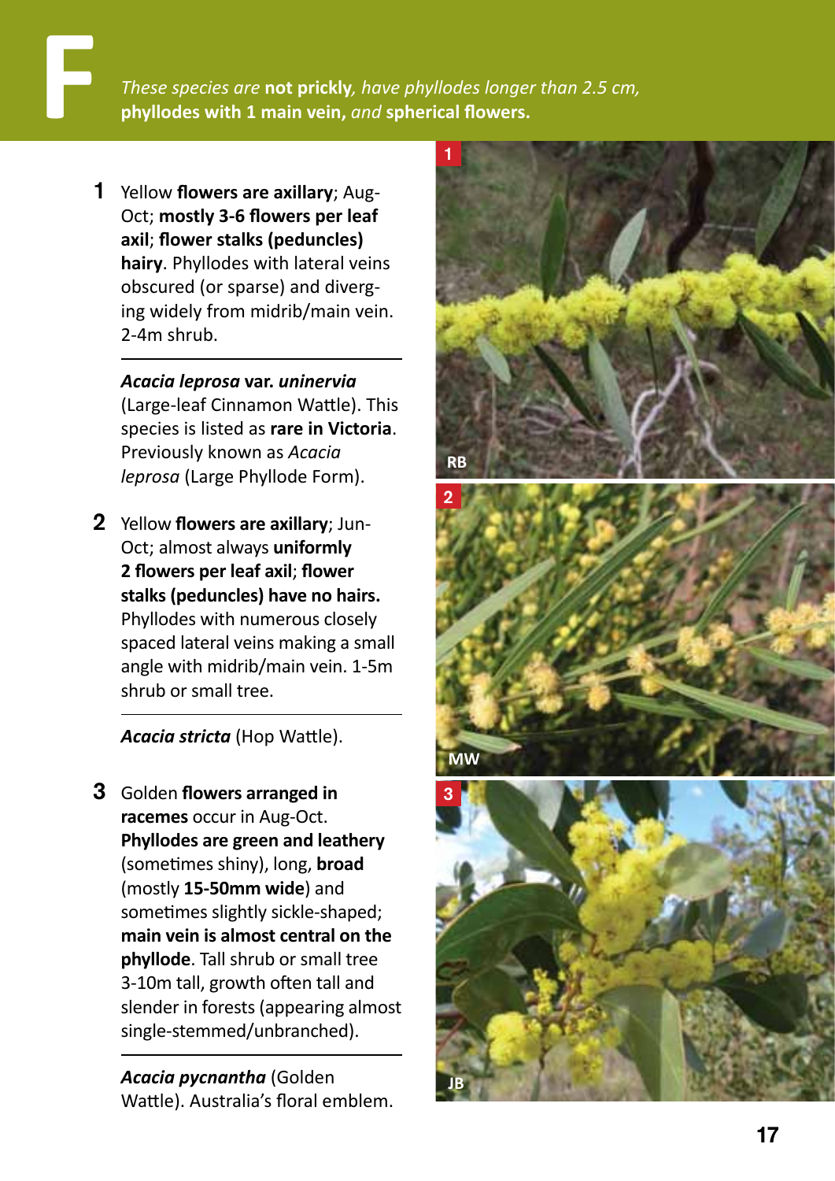# F

*These species are* **not prickly**, *have phyllodes longer than 2.5 cm,* **phyllodes with 1 main vein,** *and* **spherical flowers.**

**1** Yellow **flowers are axillary**; Aug-Oct; **mostly 3-6 flowers per leaf axil**; **flower stalks (peduncles) hairy**. Phyllodes with lateral veins obscured (or sparse) and diverging widely from midrib/main vein. 2-4m shrub.

***Acacia leprosa* var. *uninervia*** (Large-leaf Cinnamon Wattle). This species is listed as **rare in Victoria**. Previously known as *Acacia leprosa* (Large Phyllode Form).

**2** Yellow **flowers are axillary**; Jun-Oct; almost always **uniformly 2 flowers per leaf axil**; **flower stalks (peduncles) have no hairs.** Phyllodes with numerous closely spaced lateral veins making a small angle with midrib/main vein. 1-5m shrub or small tree.

***Acacia stricta*** (Hop Wattle).

**3** Golden **flowers arranged in racemes** occur in Aug-Oct. **Phyllodes are green and leathery** (sometimes shiny), long, **broad** (mostly **15-50mm wide**) and sometimes slightly sickle-shaped; **main vein is almost central on the phyllode**. Tall shrub or small tree 3-10m tall, growth often tall and slender in forests (appearing almost single-stemmed/unbranched).

***Acacia pycnantha*** (Golden Wattle). Australia's floral emblem.

1 RB

2 MW

3 JB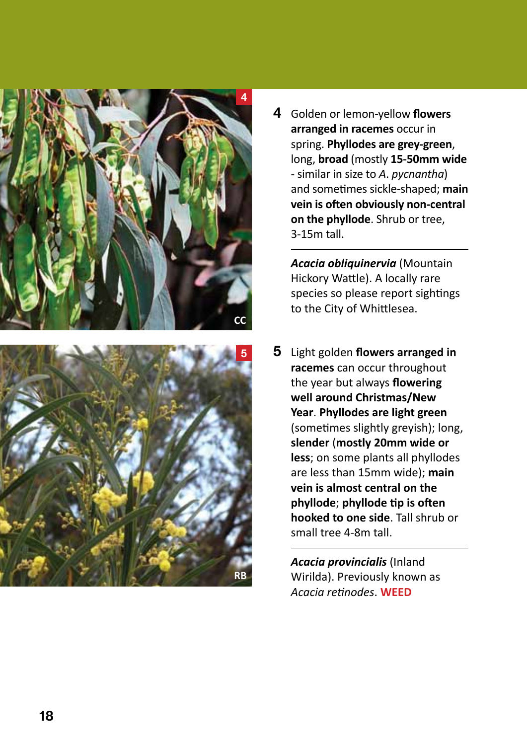**4** Golden or lemon-yellow **flowers arranged in racemes** occur in spring. **Phyllodes are grey-green**, long, **broad** (mostly **15-50mm wide** - similar in size to *A. pycnantha*) and sometimes sickle-shaped; **main vein is often obviously non-central on the phyllode**. Shrub or tree, 3-15m tall.

***Acacia obliquinervia*** (Mountain Hickory Wattle). A locally rare species so please report sightings to the City of Whittlesea.

**5** Light golden **flowers arranged in racemes** can occur throughout the year but always **flowering well around Christmas/New Year**. **Phyllodes are light green** (sometimes slightly greyish); long, **slender** (**mostly 20mm wide or less**; on some plants all phyllodes are less than 15mm wide); **main vein is almost central on the phyllode**; **phyllode tip is often hooked to one side**. Tall shrub or small tree 4-8m tall.

***Acacia provincialis*** (Inland Wirilda). Previously known as *Acacia retinodes*. **WEED**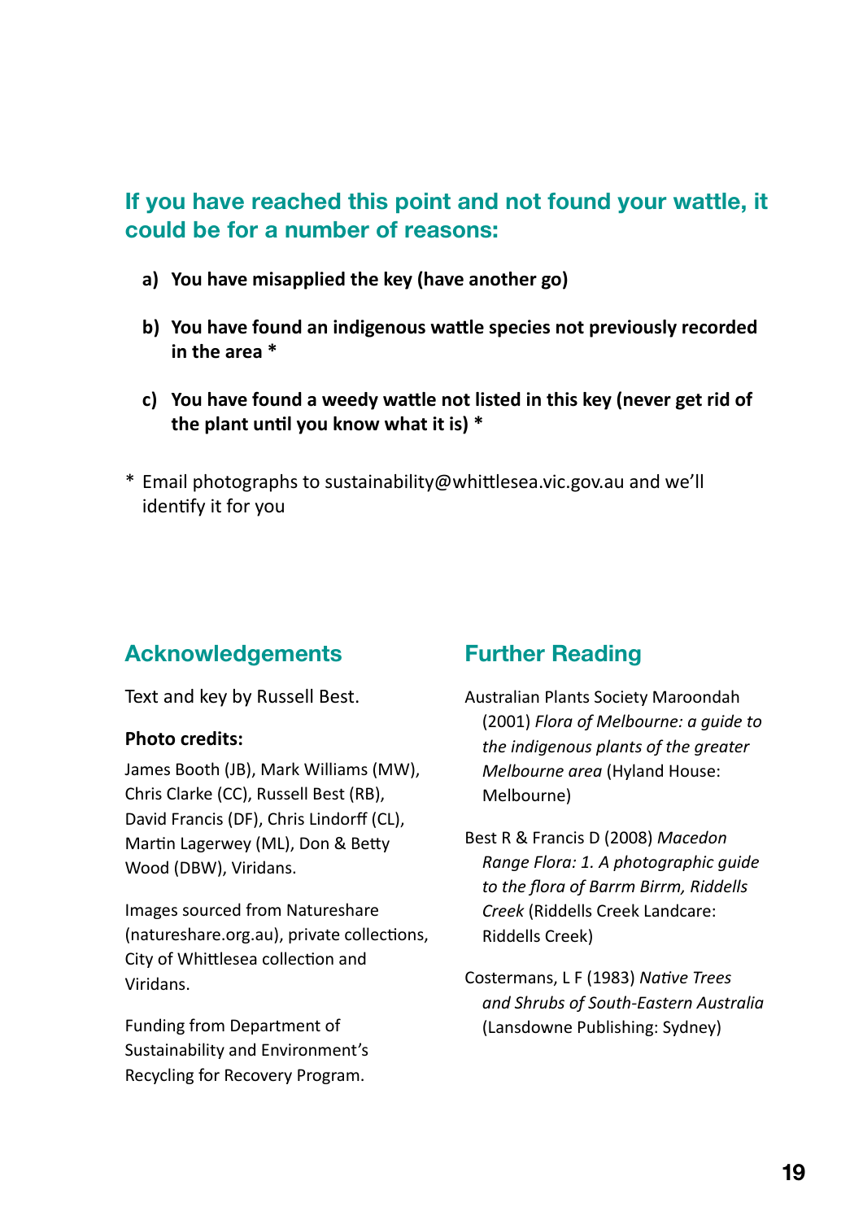## If you have reached this point and not found your wattle, it could be for a number of reasons:

a) **You have misapplied the key (have another go)**

b) **You have found an indigenous wattle species not previously recorded in the area ***

c) **You have found a weedy wattle not listed in this key (never get rid of the plant until you know what it is) ***

* Email photographs to sustainability@whittlesea.vic.gov.au and we'll identify it for you

## Acknowledgements

Text and key by Russell Best.

**Photo credits:**

James Booth (JB), Mark Williams (MW), Chris Clarke (CC), Russell Best (RB), David Francis (DF), Chris Lindorff (CL), Martin Lagerwey (ML), Don & Betty Wood (DBW), Viridans.

Images sourced from Natureshare (natureshare.org.au), private collections, City of Whittlesea collection and Viridans.

Funding from Department of Sustainability and Environment's Recycling for Recovery Program.

## Further Reading

Australian Plants Society Maroondah (2001) *Flora of Melbourne: a guide to the indigenous plants of the greater Melbourne area* (Hyland House: Melbourne)

Best R & Francis D (2008) *Macedon Range Flora: 1. A photographic guide to the flora of Barrm Birrm, Riddells Creek* (Riddells Creek Landcare: Riddells Creek)

Costermans, L F (1983) *Native Trees and Shrubs of South-Eastern Australia* (Lansdowne Publishing: Sydney)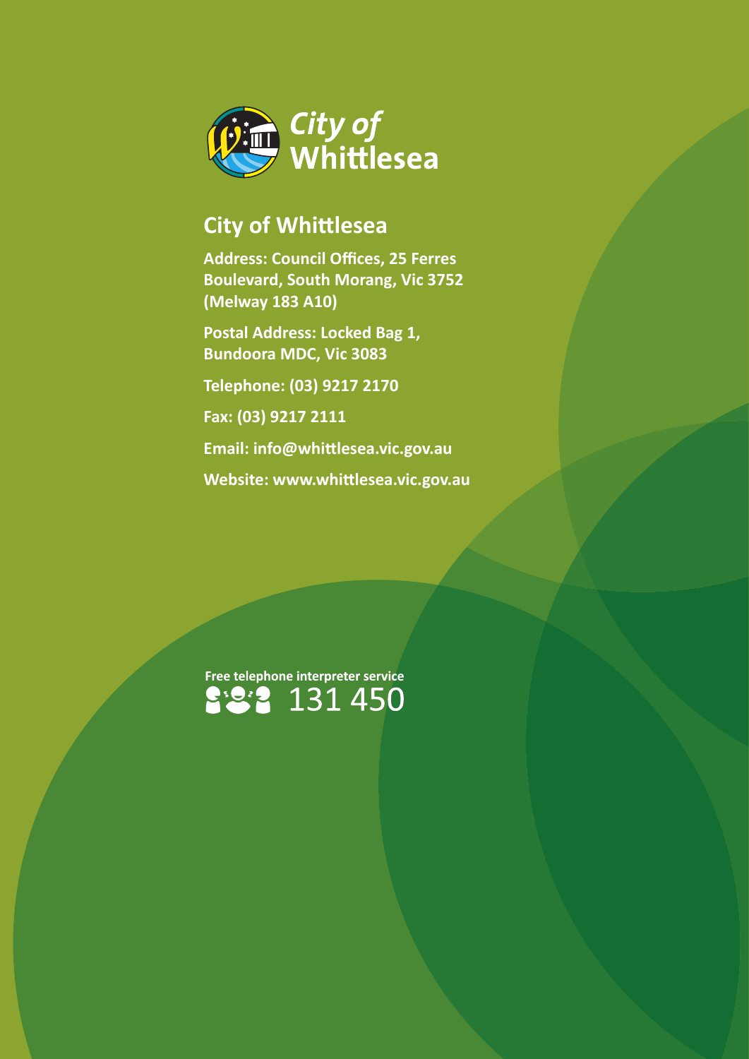City of Whittlesea

## City of Whittlesea

**Address: Council Offices, 25 Ferres Boulevard, South Morang, Vic 3752 (Melway 183 A10)**

**Postal Address: Locked Bag 1, Bundoora MDC, Vic 3083**

**Telephone: (03) 9217 2170**

**Fax: (03) 9217 2111**

**Email: info@whittlesea.vic.gov.au**

**Website: www.whittlesea.vic.gov.au**

**Free telephone interpreter service**

131 450